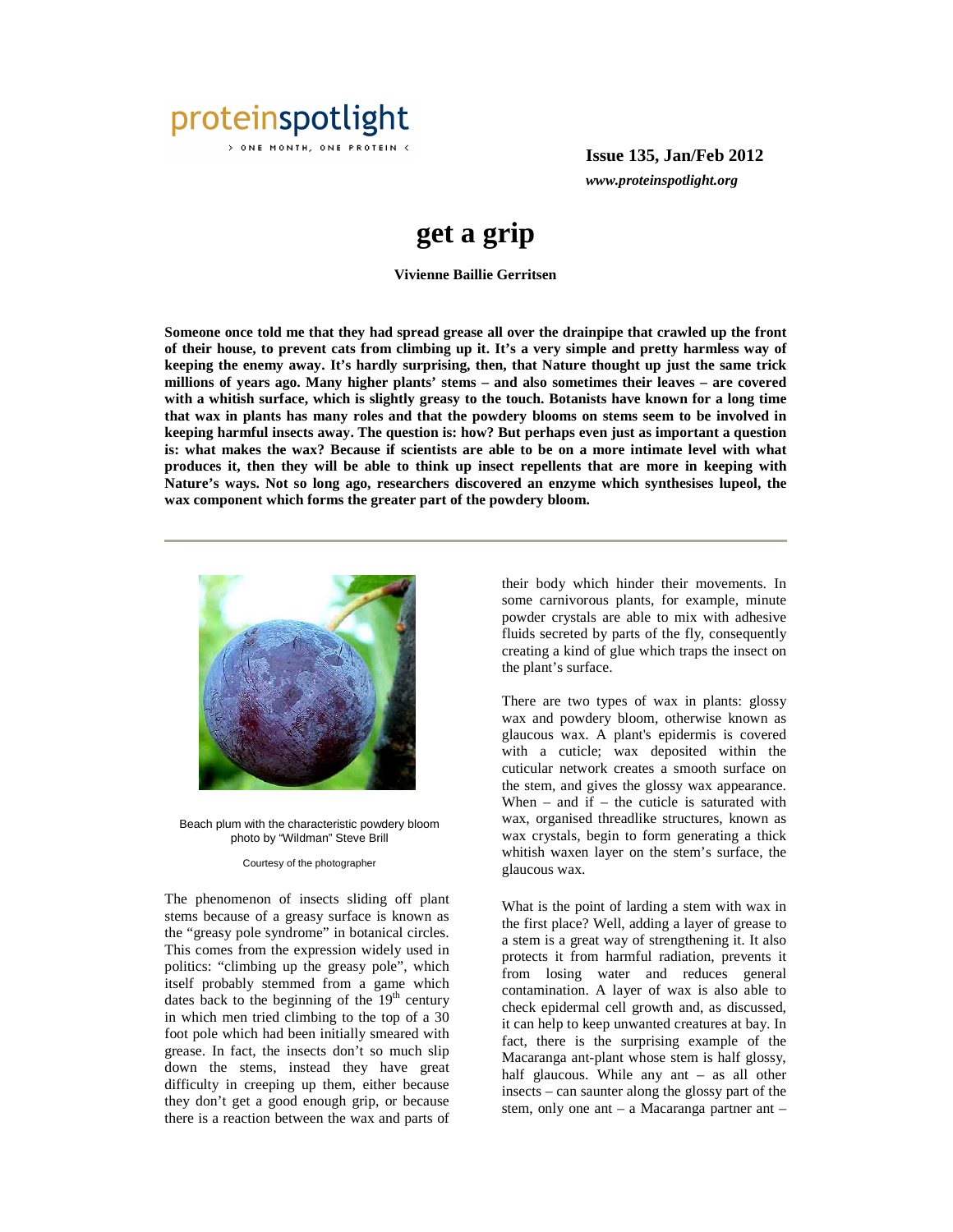proteinspotlight

> ONE MONTH, ONE PROTEIN <

**Issue 135, Jan/Feb 2012**

*www.proteinspotlight.org*

# get a grip

**Vivienne Baillie Gerritsen**

**Someone once told me that they had spread grease all over the drainpipe that crawled up the front of their house, to prevent cats from climbing up it. It's a very simple and pretty harmless way of keeping the enemy away. It's hardly surprising, then, that Nature thought up just the same trick millions of years ago. Many higher plants' stems – and also sometimes their leaves – are covered with a whitish surface, which is slightly greasy to the touch. Botanists have known for a long time that wax in plants has many roles and that the powdery blooms on stems seem to be involved in keeping harmful insects away. The question is: how? But perhaps even just as important a question is: what makes the wax? Because if scientists are able to be on a more intimate level with what produces it, then they will be able to think up insect repellents that are more in keeping with Nature's ways. Not so long ago, researchers discovered an enzyme which synthesises lupeol, the wax component which forms the greater part of the powdery bloom.**

---

Beach plum with the characteristic powdery bloom
photo by "Wildman" Steve Brill

Courtesy of the photographer

The phenomenon of insects sliding off plant stems because of a greasy surface is known as the "greasy pole syndrome" in botanical circles. This comes from the expression widely used in politics: "climbing up the greasy pole", which itself probably stemmed from a game which dates back to the beginning of the 19th century in which men tried climbing to the top of a 30 foot pole which had been initially smeared with grease. In fact, the insects don't so much slip down the stems, instead they have great difficulty in creeping up them, either because they don't get a good enough grip, or because there is a reaction between the wax and parts of their body which hinder their movements. In some carnivorous plants, for example, minute powder crystals are able to mix with adhesive fluids secreted by parts of the fly, consequently creating a kind of glue which traps the insect on the plant's surface.

There are two types of wax in plants: glossy wax and powdery bloom, otherwise known as glaucous wax. A plant's epidermis is covered with a cuticle; wax deposited within the cuticular network creates a smooth surface on the stem, and gives the glossy wax appearance. When – and if – the cuticle is saturated with wax, organised threadlike structures, known as wax crystals, begin to form generating a thick whitish waxen layer on the stem's surface, the glaucous wax.

What is the point of larding a stem with wax in the first place? Well, adding a layer of grease to a stem is a great way of strengthening it. It also protects it from harmful radiation, prevents it from losing water and reduces general contamination. A layer of wax is also able to check epidermal cell growth and, as discussed, it can help to keep unwanted creatures at bay. In fact, there is the surprising example of the Macaranga ant-plant whose stem is half glossy, half glaucous. While any ant – as all other insects – can saunter along the glossy part of the stem, only one ant – a Macaranga partner ant –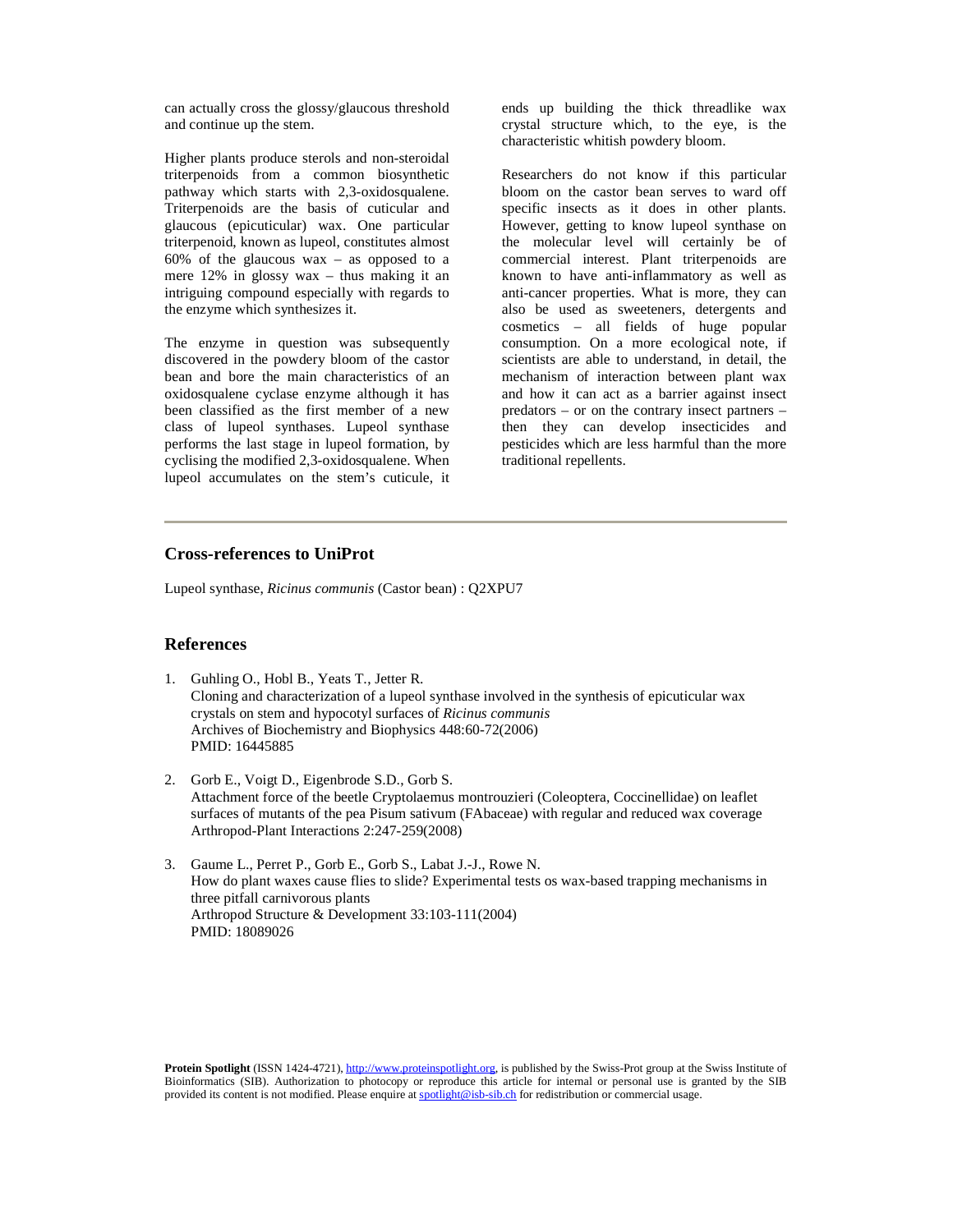can actually cross the glossy/glaucous threshold and continue up the stem.

Higher plants produce sterols and non-steroidal triterpenoids from a common biosynthetic pathway which starts with 2,3-oxidosqualene. Triterpenoids are the basis of cuticular and glaucous (epicuticular) wax. One particular triterpenoid, known as lupeol, constitutes almost 60% of the glaucous wax – as opposed to a mere 12% in glossy wax – thus making it an intriguing compound especially with regards to the enzyme which synthesizes it.

The enzyme in question was subsequently discovered in the powdery bloom of the castor bean and bore the main characteristics of an oxidosqualene cyclase enzyme although it has been classified as the first member of a new class of lupeol synthases. Lupeol synthase performs the last stage in lupeol formation, by cyclising the modified 2,3-oxidosqualene. When lupeol accumulates on the stem's cuticule, it ends up building the thick threadlike wax crystal structure which, to the eye, is the characteristic whitish powdery bloom.

Researchers do not know if this particular bloom on the castor bean serves to ward off specific insects as it does in other plants. However, getting to know lupeol synthase on the molecular level will certainly be of commercial interest. Plant triterpenoids are known to have anti-inflammatory as well as anti-cancer properties. What is more, they can also be used as sweeteners, detergents and cosmetics – all fields of huge popular consumption. On a more ecological note, if scientists are able to understand, in detail, the mechanism of interaction between plant wax and how it can act as a barrier against insect predators – or on the contrary insect partners – then they can develop insecticides and pesticides which are less harmful than the more traditional repellents.

---

## Cross-references to UniProt

Lupeol synthase, *Ricinus communis* (Castor bean) : Q2XPU7

## References

1. Guhling O., Hobl B., Yeats T., Jetter R.
   Cloning and characterization of a lupeol synthase involved in the synthesis of epicuticular wax crystals on stem and hypocotyl surfaces of *Ricinus communis*
   Archives of Biochemistry and Biophysics 448:60-72(2006)
   PMID: 16445885

2. Gorb E., Voigt D., Eigenbrode S.D., Gorb S.
   Attachment force of the beetle Cryptolaemus montrouzieri (Coleoptera, Coccinellidae) on leaflet surfaces of mutants of the pea Pisum sativum (FAbaceae) with regular and reduced wax coverage
   Arthropod-Plant Interactions 2:247-259(2008)

3. Gaume L., Perret P., Gorb E., Gorb S., Labat J.-J., Rowe N.
   How do plant waxes cause flies to slide? Experimental tests os wax-based trapping mechanisms in three pitfall carnivorous plants
   Arthropod Structure & Development 33:103-111(2004)
   PMID: 18089026

**Protein Spotlight** (ISSN 1424-4721), http://www.proteinspotlight.org, is published by the Swiss-Prot group at the Swiss Institute of Bioinformatics (SIB). Authorization to photocopy or reproduce this article for internal or personal use is granted by the SIB provided its content is not modified. Please enquire at spotlight@isb-sib.ch for redistribution or commercial usage.